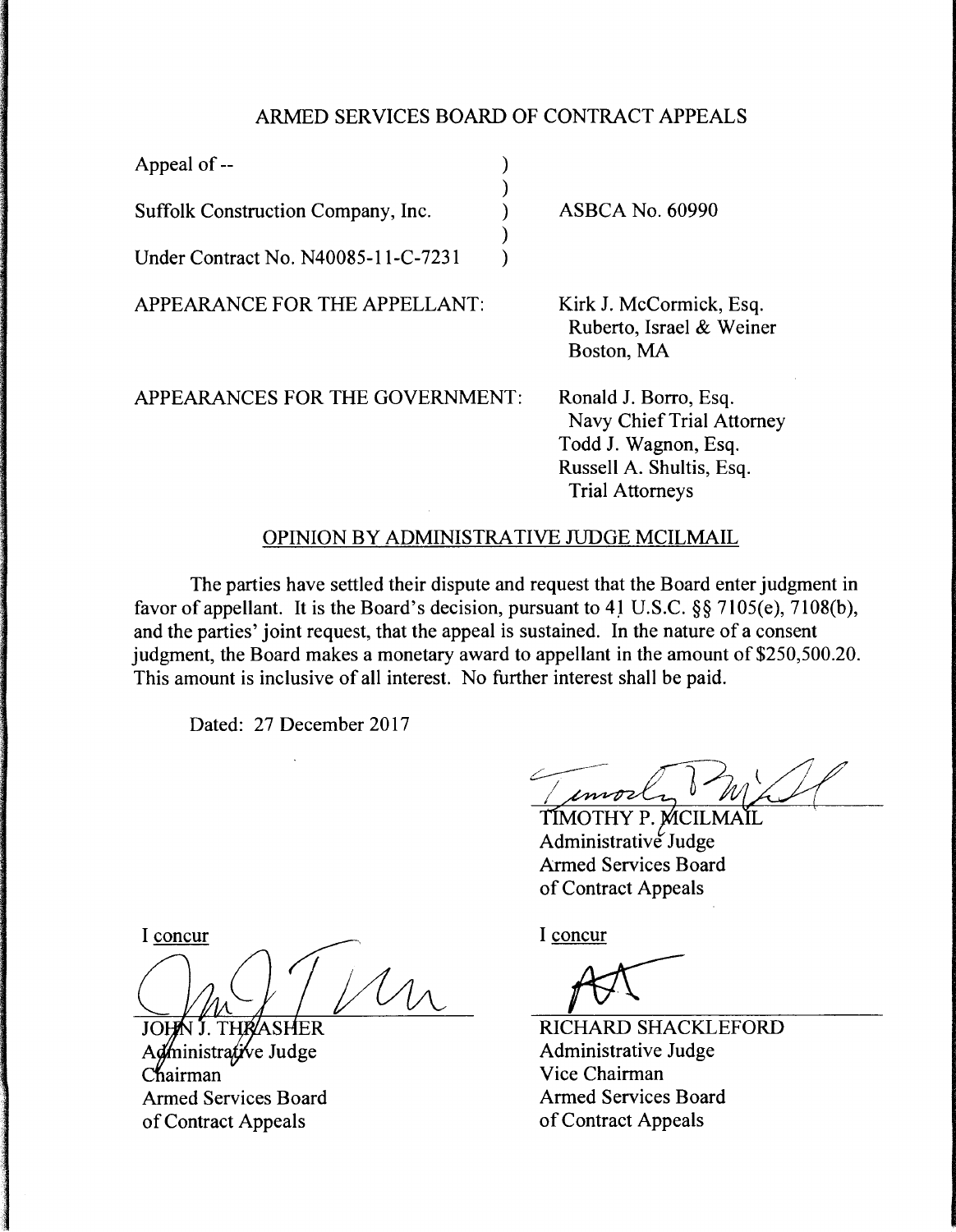ARMED SERVICES BOARD OF CONTRACT APPEALS

| | | |
|---|---|---|
| Appeal of -- | ) | |
| | ) | |
| Suffolk Construction Company, Inc. | ) | ASBCA No. 60990 |
| | ) | |
| Under Contract No. N40085-11-C-7231 | ) | |

APPEARANCE FOR THE APPELLANT:

Kirk J. McCormick, Esq.
Ruberto, Israel & Weiner
Boston, MA

APPEARANCES FOR THE GOVERNMENT:

Ronald J. Borro, Esq.
Navy Chief Trial Attorney
Todd J. Wagnon, Esq.
Russell A. Shultis, Esq.
Trial Attorneys

OPINION BY ADMINISTRATIVE JUDGE MCILMAIL

The parties have settled their dispute and request that the Board enter judgment in favor of appellant. It is the Board's decision, pursuant to 41 U.S.C. §§ 7105(e), 7108(b), and the parties' joint request, that the appeal is sustained. In the nature of a consent judgment, the Board makes a monetary award to appellant in the amount of $250,500.20. This amount is inclusive of all interest. No further interest shall be paid.

Dated: 27 December 2017

TIMOTHY P. MCILMAIL
Administrative Judge
Armed Services Board
of Contract Appeals

I concur

JOHN J. THRASHER
Administrative Judge
Chairman
Armed Services Board
of Contract Appeals

I concur

RICHARD SHACKLEFORD
Administrative Judge
Vice Chairman
Armed Services Board
of Contract Appeals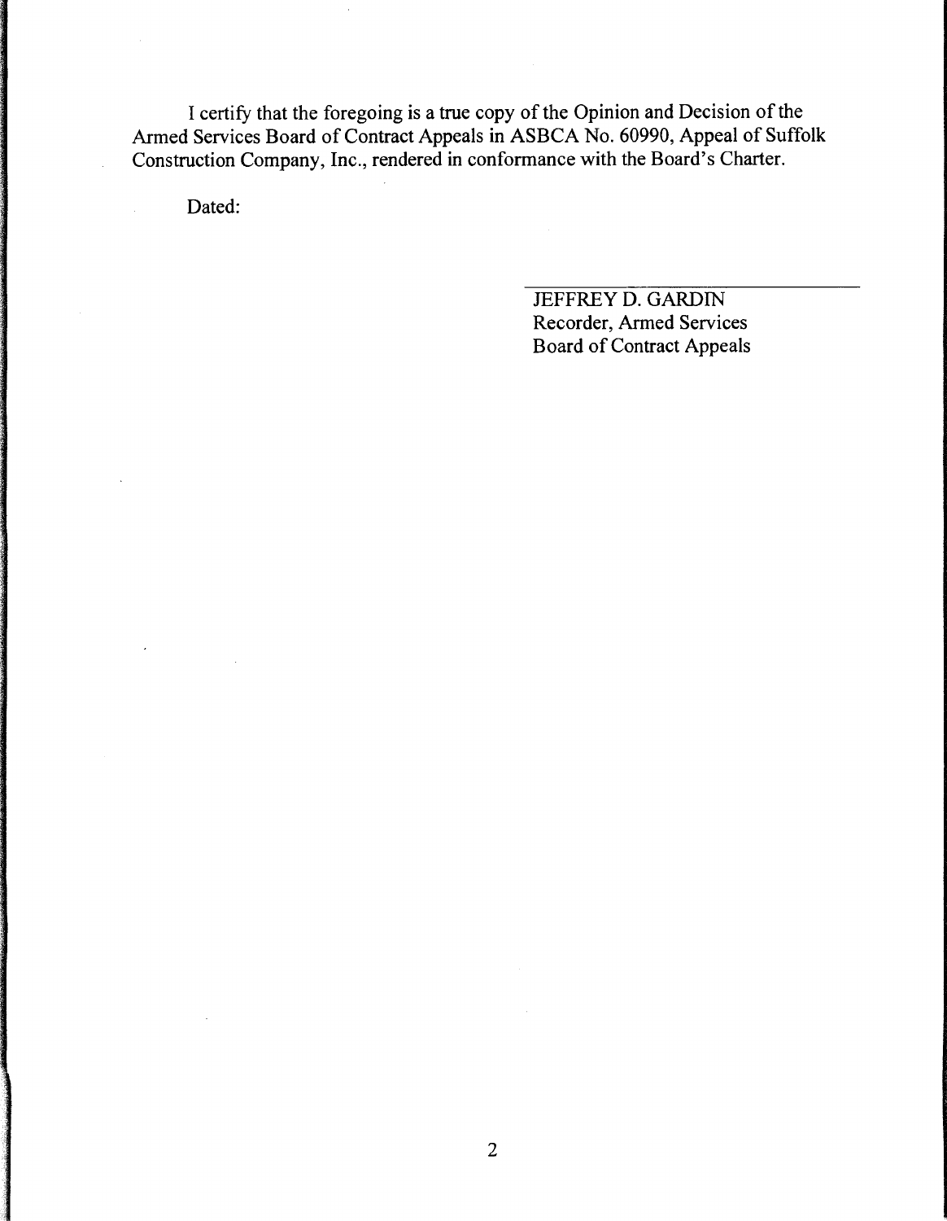I certify that the foregoing is a true copy of the Opinion and Decision of the Armed Services Board of Contract Appeals in ASBCA No. 60990, Appeal of Suffolk Construction Company, Inc., rendered in conformance with the Board's Charter.

Dated:

JEFFREY D. GARDIN
Recorder, Armed Services
Board of Contract Appeals